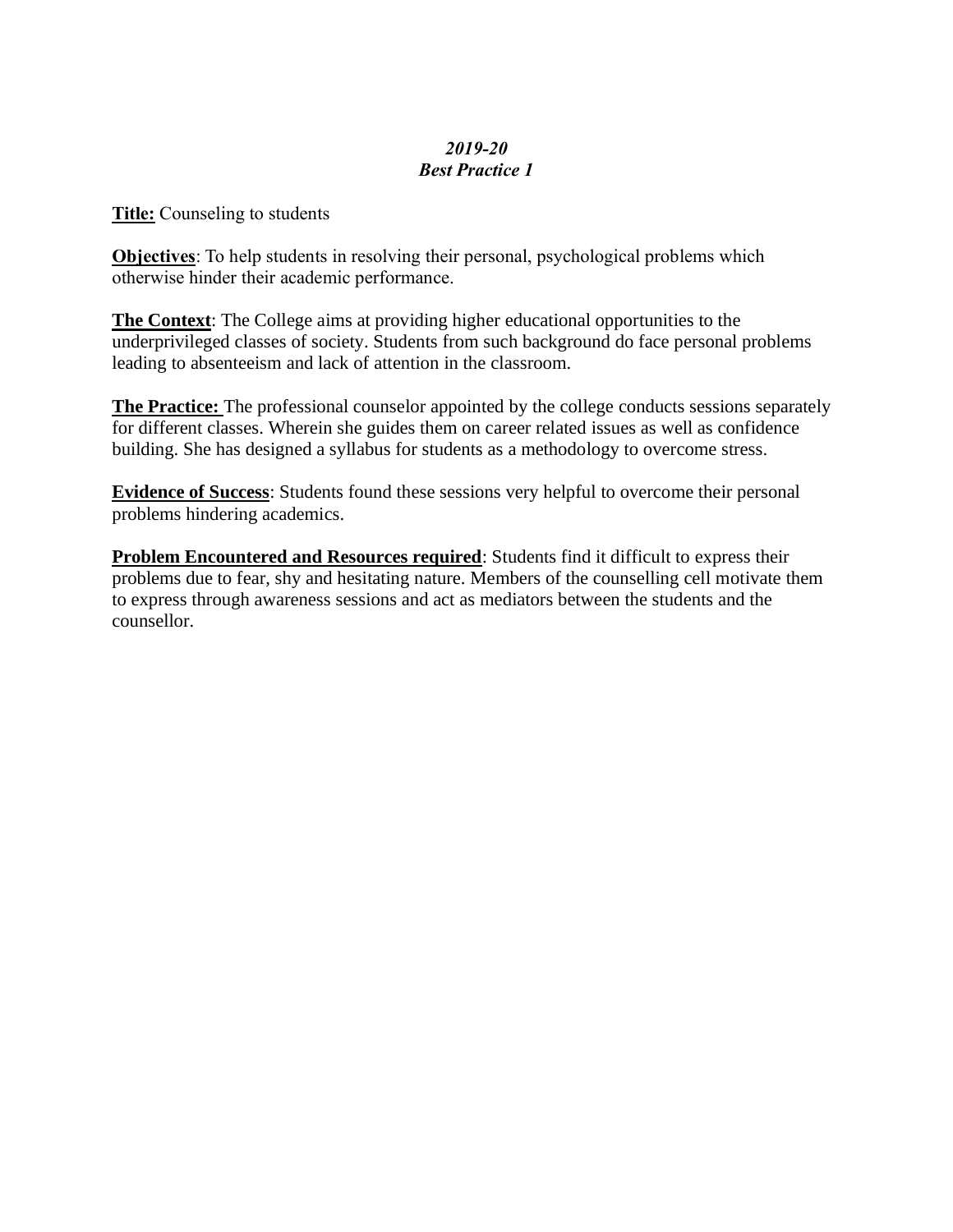***2019-20***
***Best Practice 1***

**Title:** Counseling to students

**Objectives**: To help students in resolving their personal, psychological problems which otherwise hinder their academic performance.

**The Context**: The College aims at providing higher educational opportunities to the underprivileged classes of society. Students from such background do face personal problems leading to absenteeism and lack of attention in the classroom.

**The Practice:** The professional counselor appointed by the college conducts sessions separately for different classes. Wherein she guides them on career related issues as well as confidence building. She has designed a syllabus for students as a methodology to overcome stress.

**Evidence of Success**: Students found these sessions very helpful to overcome their personal problems hindering academics.

**Problem Encountered and Resources required**: Students find it difficult to express their problems due to fear, shy and hesitating nature. Members of the counselling cell motivate them to express through awareness sessions and act as mediators between the students and the counsellor.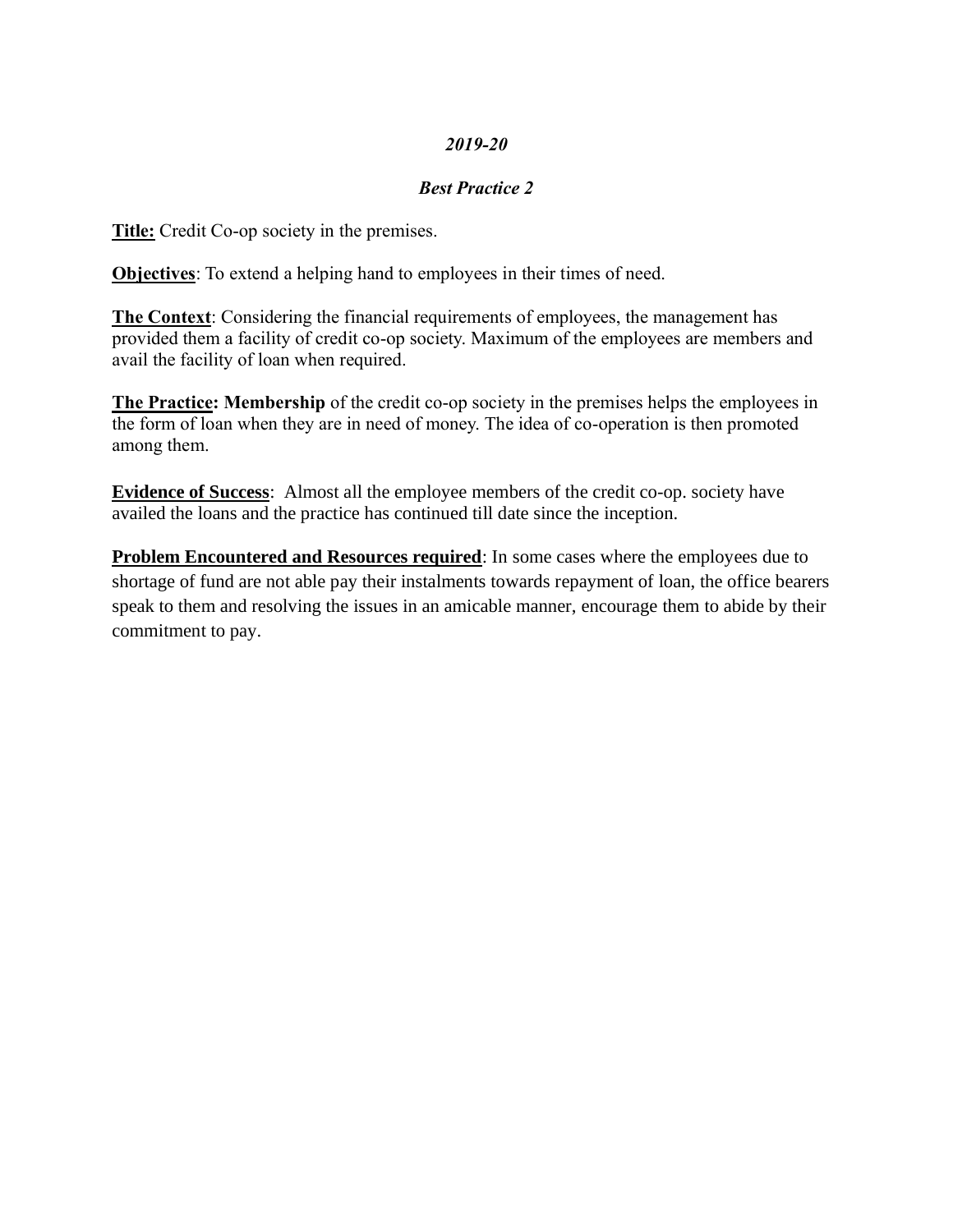***2019-20***

***Best Practice 2***

**<u>Title:</u>** Credit Co-op society in the premises.

**<u>Objectives</u>**: To extend a helping hand to employees in their times of need.

**<u>The Context</u>**: Considering the financial requirements of employees, the management has provided them a facility of credit co-op society. Maximum of the employees are members and avail the facility of loan when required.

**<u>The Practice</u>: Membership** of the credit co-op society in the premises helps the employees in the form of loan when they are in need of money. The idea of co-operation is then promoted among them.

**<u>Evidence of Success</u>**: Almost all the employee members of the credit co-op. society have availed the loans and the practice has continued till date since the inception.

**<u>Problem Encountered and Resources required</u>**: In some cases where the employees due to shortage of fund are not able pay their instalments towards repayment of loan, the office bearers speak to them and resolving the issues in an amicable manner, encourage them to abide by their commitment to pay.